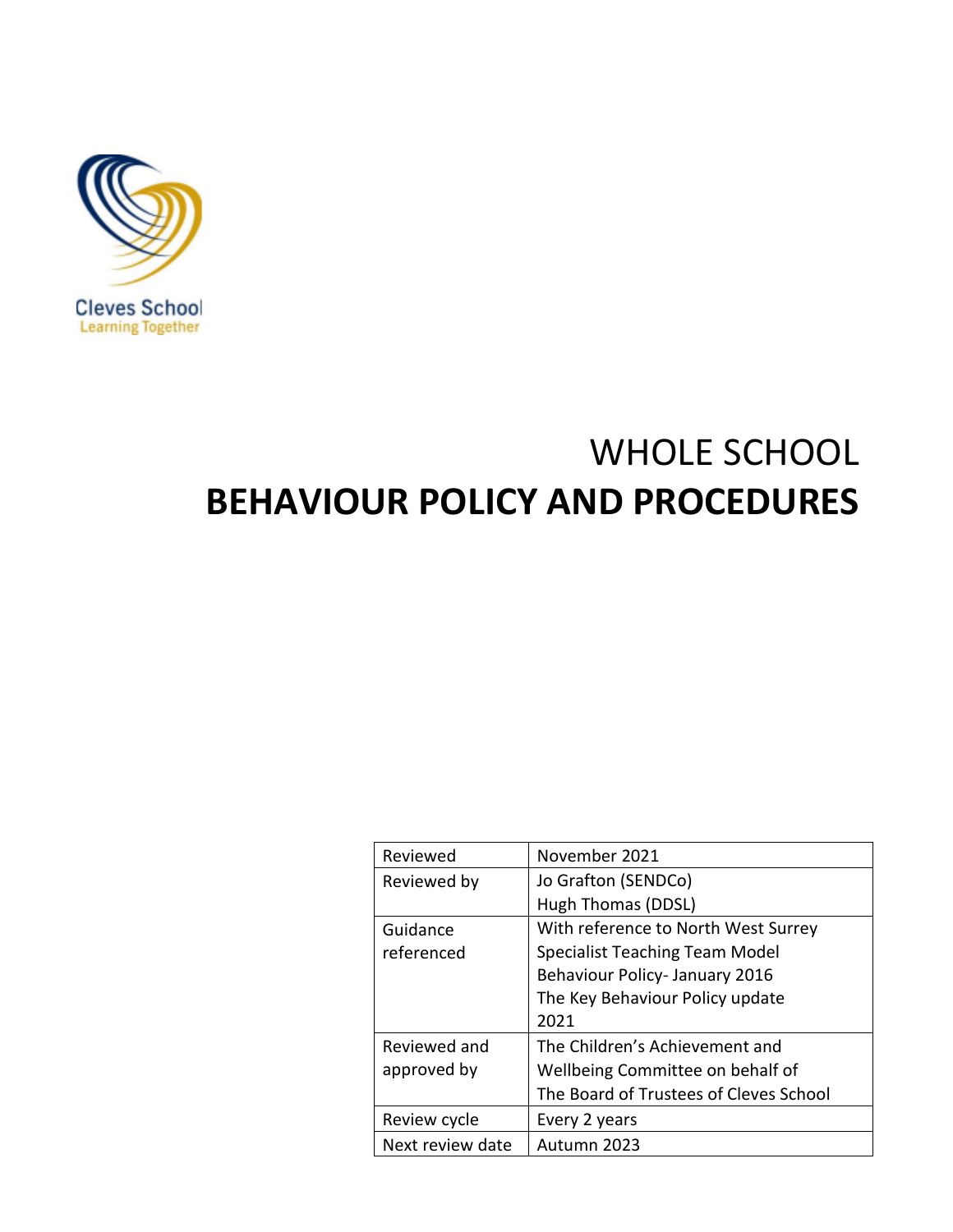Cleves School
Learning Together

# WHOLE SCHOOL
# BEHAVIOUR POLICY AND PROCEDURES

| | |
|---|---|
| Reviewed | November 2021 |
| Reviewed by | Jo Grafton (SENDCo)<br>Hugh Thomas (DDSL) |
| Guidance referenced | With reference to North West Surrey Specialist Teaching Team Model Behaviour Policy- January 2016<br>The Key Behaviour Policy update 2021 |
| Reviewed and approved by | The Children's Achievement and Wellbeing Committee on behalf of The Board of Trustees of Cleves School |
| Review cycle | Every 2 years |
| Next review date | Autumn 2023 |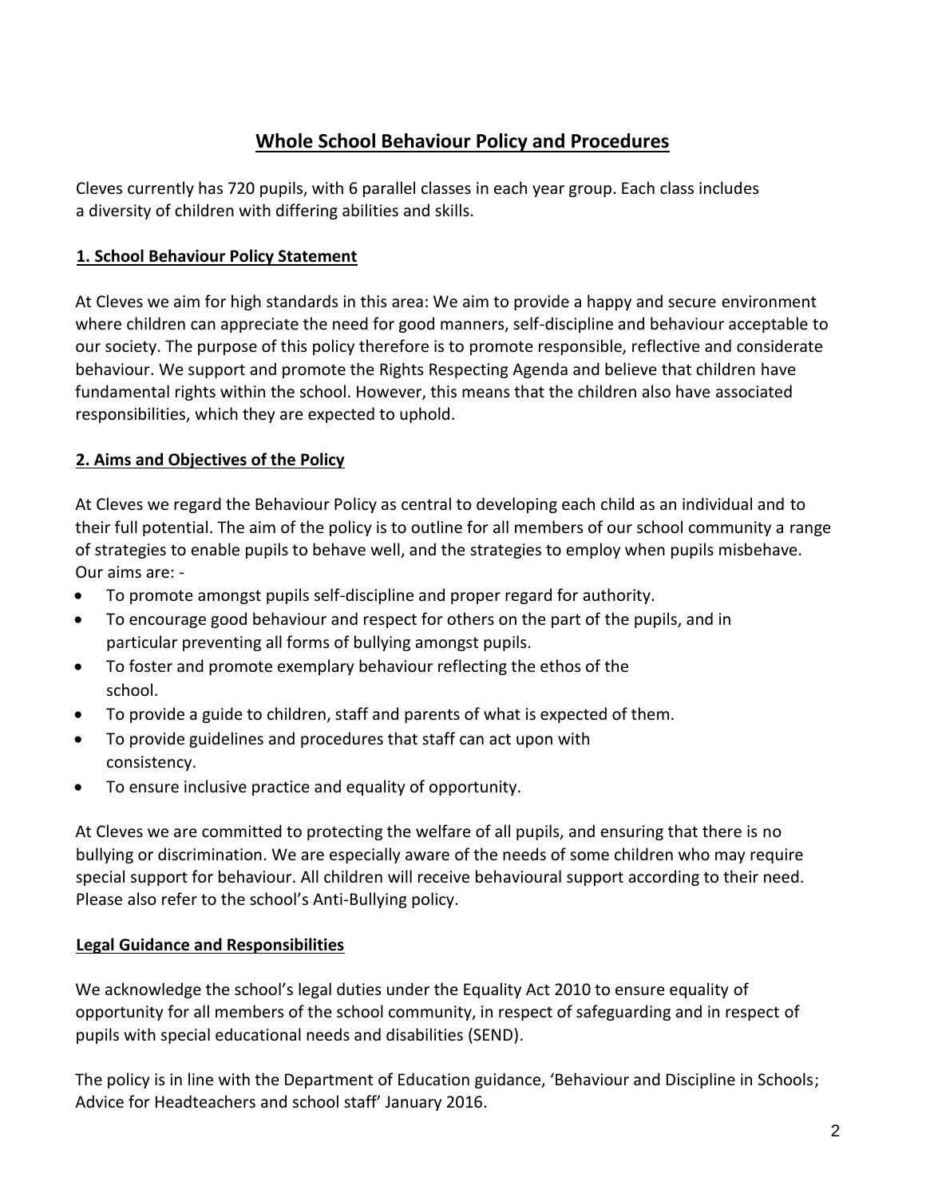# Whole School Behaviour Policy and Procedures

Cleves currently has 720 pupils, with 6 parallel classes in each year group. Each class includes a diversity of children with differing abilities and skills.

## 1. School Behaviour Policy Statement

At Cleves we aim for high standards in this area: We aim to provide a happy and secure environment where children can appreciate the need for good manners, self-discipline and behaviour acceptable to our society. The purpose of this policy therefore is to promote responsible, reflective and considerate behaviour. We support and promote the Rights Respecting Agenda and believe that children have fundamental rights within the school. However, this means that the children also have associated responsibilities, which they are expected to uphold.

## 2. Aims and Objectives of the Policy

At Cleves we regard the Behaviour Policy as central to developing each child as an individual and to their full potential. The aim of the policy is to outline for all members of our school community a range of strategies to enable pupils to behave well, and the strategies to employ when pupils misbehave. Our aims are: -

- To promote amongst pupils self-discipline and proper regard for authority.
- To encourage good behaviour and respect for others on the part of the pupils, and in particular preventing all forms of bullying amongst pupils.
- To foster and promote exemplary behaviour reflecting the ethos of the school.
- To provide a guide to children, staff and parents of what is expected of them.
- To provide guidelines and procedures that staff can act upon with consistency.
- To ensure inclusive practice and equality of opportunity.

At Cleves we are committed to protecting the welfare of all pupils, and ensuring that there is no bullying or discrimination. We are especially aware of the needs of some children who may require special support for behaviour. All children will receive behavioural support according to their need. Please also refer to the school's Anti-Bullying policy.

## Legal Guidance and Responsibilities

We acknowledge the school's legal duties under the Equality Act 2010 to ensure equality of opportunity for all members of the school community, in respect of safeguarding and in respect of pupils with special educational needs and disabilities (SEND).

The policy is in line with the Department of Education guidance, 'Behaviour and Discipline in Schools; Advice for Headteachers and school staff' January 2016.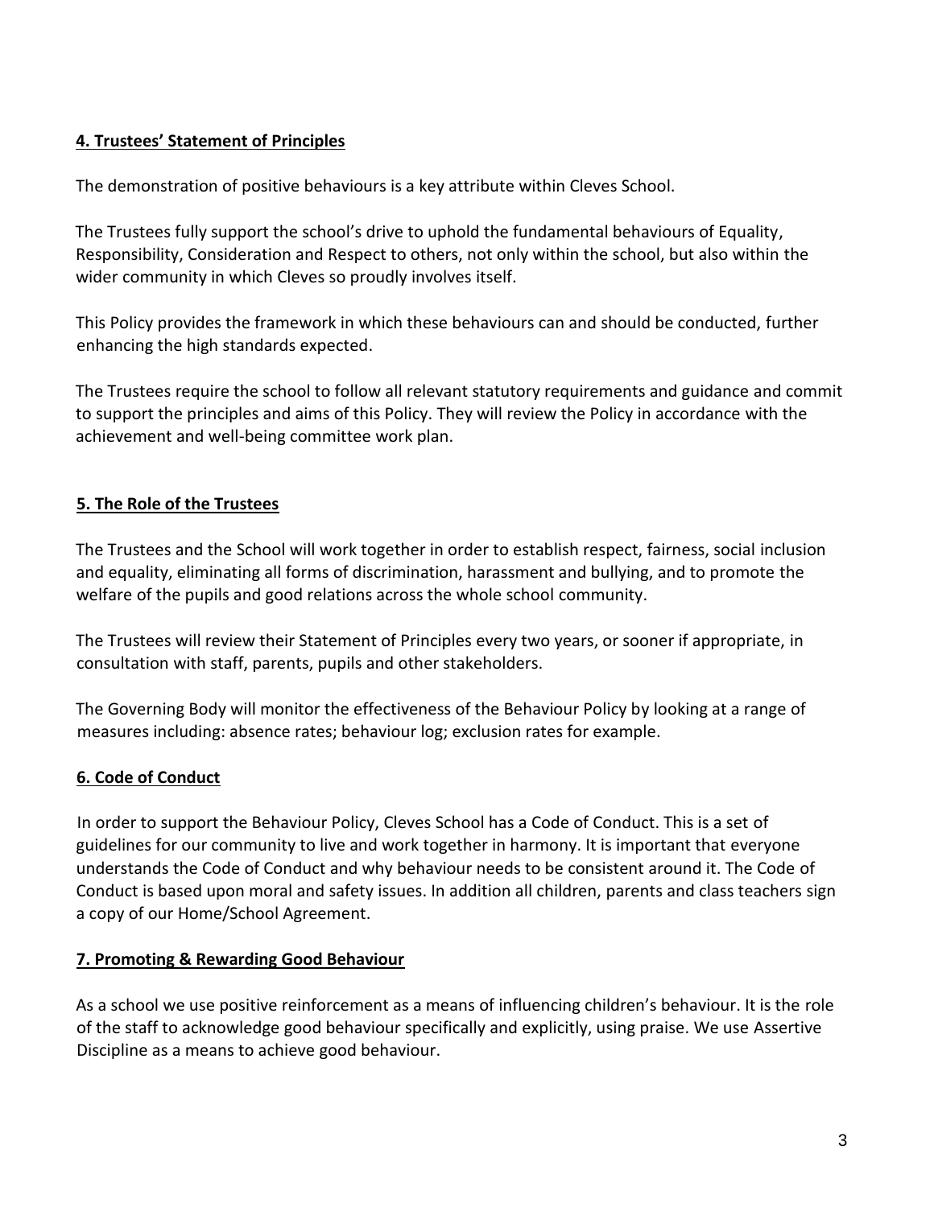## 4. Trustees' Statement of Principles

The demonstration of positive behaviours is a key attribute within Cleves School.

The Trustees fully support the school's drive to uphold the fundamental behaviours of Equality, Responsibility, Consideration and Respect to others, not only within the school, but also within the wider community in which Cleves so proudly involves itself.

This Policy provides the framework in which these behaviours can and should be conducted, further enhancing the high standards expected.

The Trustees require the school to follow all relevant statutory requirements and guidance and commit to support the principles and aims of this Policy. They will review the Policy in accordance with the achievement and well-being committee work plan.

## 5. The Role of the Trustees

The Trustees and the School will work together in order to establish respect, fairness, social inclusion and equality, eliminating all forms of discrimination, harassment and bullying, and to promote the welfare of the pupils and good relations across the whole school community.

The Trustees will review their Statement of Principles every two years, or sooner if appropriate, in consultation with staff, parents, pupils and other stakeholders.

The Governing Body will monitor the effectiveness of the Behaviour Policy by looking at a range of measures including: absence rates; behaviour log; exclusion rates for example.

## 6. Code of Conduct

In order to support the Behaviour Policy, Cleves School has a Code of Conduct. This is a set of guidelines for our community to live and work together in harmony. It is important that everyone understands the Code of Conduct and why behaviour needs to be consistent around it. The Code of Conduct is based upon moral and safety issues. In addition all children, parents and class teachers sign a copy of our Home/School Agreement.

## 7. Promoting & Rewarding Good Behaviour

As a school we use positive reinforcement as a means of influencing children's behaviour. It is the role of the staff to acknowledge good behaviour specifically and explicitly, using praise. We use Assertive Discipline as a means to achieve good behaviour.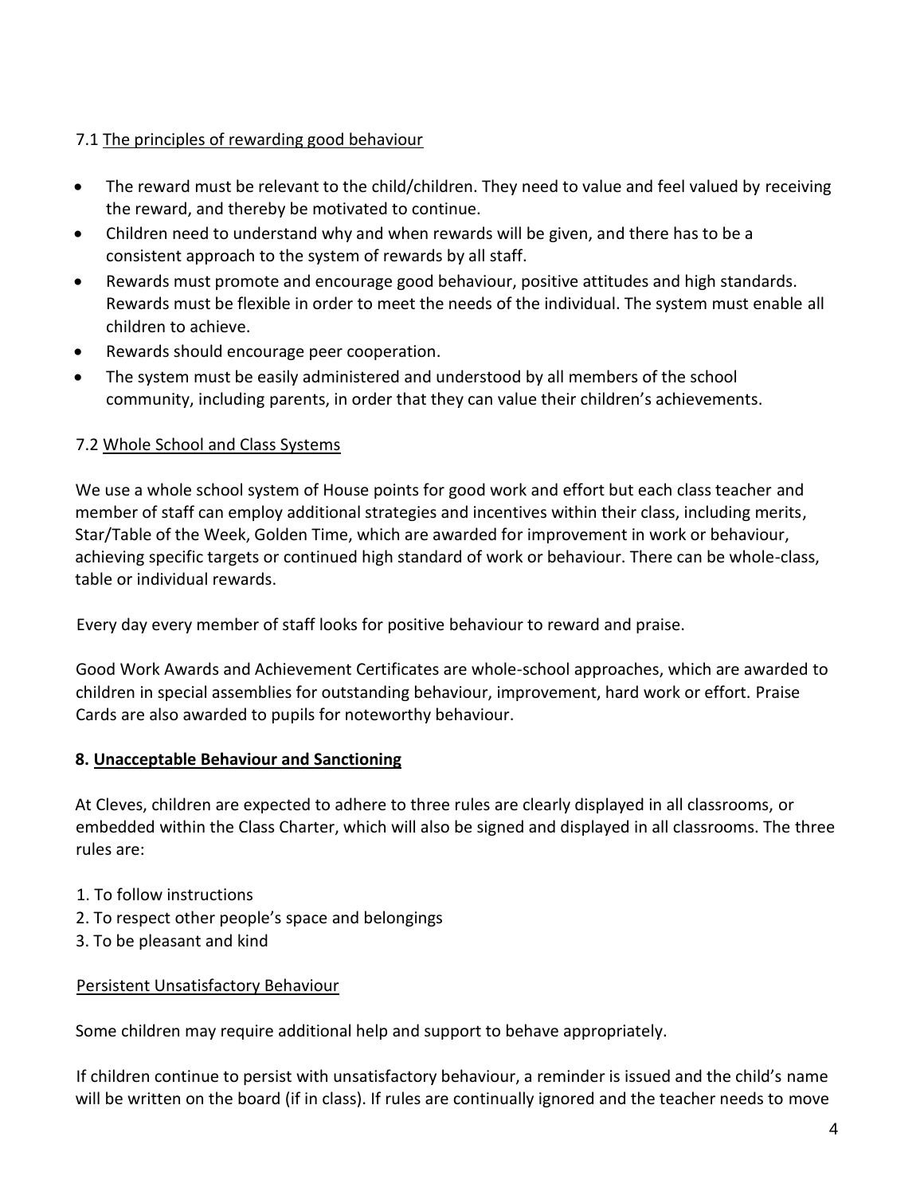7.1 <u>The principles of rewarding good behaviour</u>

- The reward must be relevant to the child/children. They need to value and feel valued by receiving the reward, and thereby be motivated to continue.
- Children need to understand why and when rewards will be given, and there has to be a consistent approach to the system of rewards by all staff.
- Rewards must promote and encourage good behaviour, positive attitudes and high standards. Rewards must be flexible in order to meet the needs of the individual. The system must enable all children to achieve.
- Rewards should encourage peer cooperation.
- The system must be easily administered and understood by all members of the school community, including parents, in order that they can value their children's achievements.

7.2 <u>Whole School and Class Systems</u>

We use a whole school system of House points for good work and effort but each class teacher and member of staff can employ additional strategies and incentives within their class, including merits, Star/Table of the Week, Golden Time, which are awarded for improvement in work or behaviour, achieving specific targets or continued high standard of work or behaviour. There can be whole-class, table or individual rewards.

Every day every member of staff looks for positive behaviour to reward and praise.

Good Work Awards and Achievement Certificates are whole-school approaches, which are awarded to children in special assemblies for outstanding behaviour, improvement, hard work or effort. Praise Cards are also awarded to pupils for noteworthy behaviour.

## 8. <u>Unacceptable Behaviour and Sanctioning</u>

At Cleves, children are expected to adhere to three rules are clearly displayed in all classrooms, or embedded within the Class Charter, which will also be signed and displayed in all classrooms. The three rules are:

1. To follow instructions
2. To respect other people's space and belongings
3. To be pleasant and kind

<u>Persistent Unsatisfactory Behaviour</u>

Some children may require additional help and support to behave appropriately.

If children continue to persist with unsatisfactory behaviour, a reminder is issued and the child's name will be written on the board (if in class). If rules are continually ignored and the teacher needs to move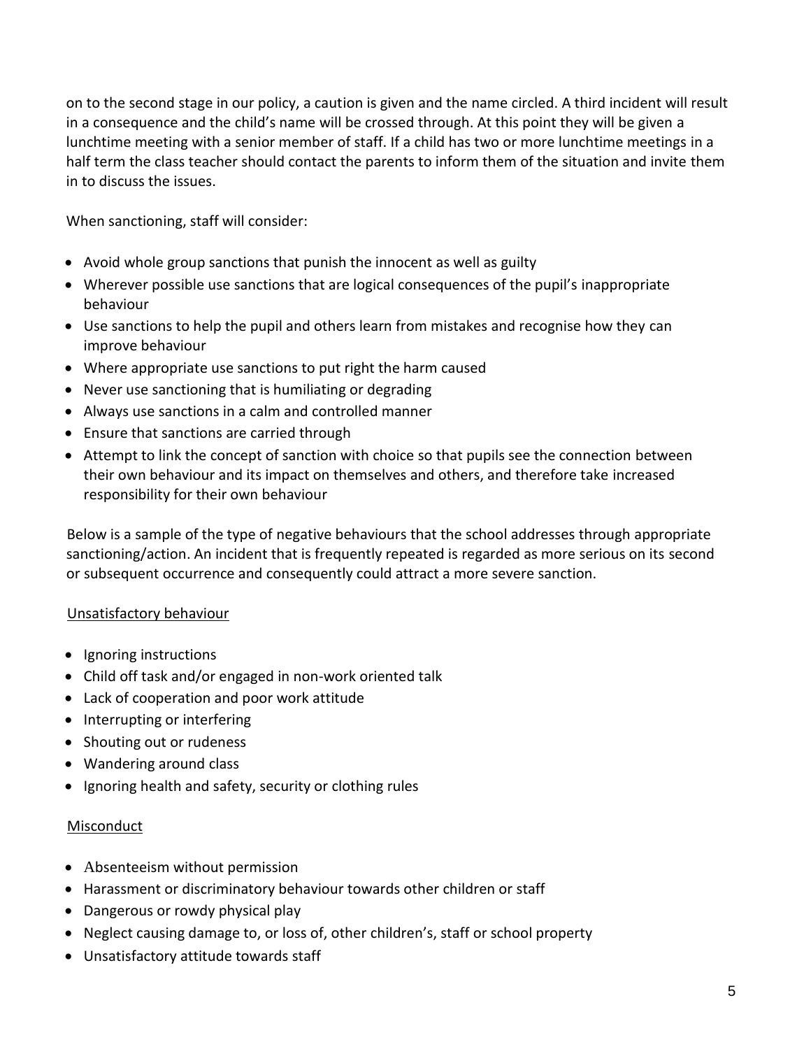on to the second stage in our policy, a caution is given and the name circled. A third incident will result in a consequence and the child's name will be crossed through. At this point they will be given a lunchtime meeting with a senior member of staff. If a child has two or more lunchtime meetings in a half term the class teacher should contact the parents to inform them of the situation and invite them in to discuss the issues.

When sanctioning, staff will consider:

- Avoid whole group sanctions that punish the innocent as well as guilty
- Wherever possible use sanctions that are logical consequences of the pupil's inappropriate behaviour
- Use sanctions to help the pupil and others learn from mistakes and recognise how they can improve behaviour
- Where appropriate use sanctions to put right the harm caused
- Never use sanctioning that is humiliating or degrading
- Always use sanctions in a calm and controlled manner
- Ensure that sanctions are carried through
- Attempt to link the concept of sanction with choice so that pupils see the connection between their own behaviour and its impact on themselves and others, and therefore take increased responsibility for their own behaviour

Below is a sample of the type of negative behaviours that the school addresses through appropriate sanctioning/action. An incident that is frequently repeated is regarded as more serious on its second or subsequent occurrence and consequently could attract a more severe sanction.

Unsatisfactory behaviour

- Ignoring instructions
- Child off task and/or engaged in non-work oriented talk
- Lack of cooperation and poor work attitude
- Interrupting or interfering
- Shouting out or rudeness
- Wandering around class
- Ignoring health and safety, security or clothing rules

Misconduct

- Absenteeism without permission
- Harassment or discriminatory behaviour towards other children or staff
- Dangerous or rowdy physical play
- Neglect causing damage to, or loss of, other children's, staff or school property
- Unsatisfactory attitude towards staff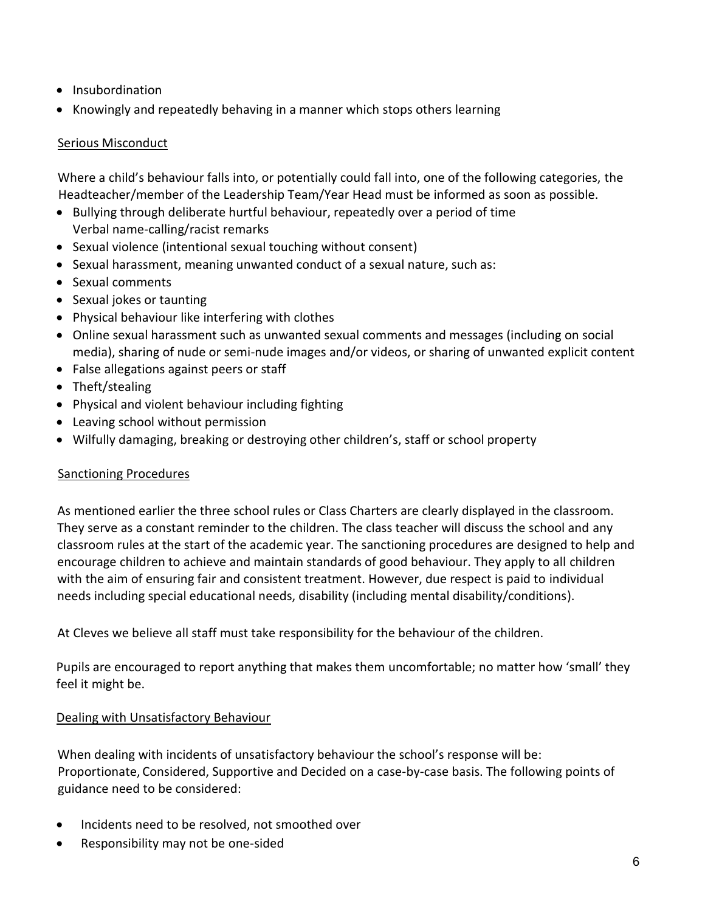- Insubordination
- Knowingly and repeatedly behaving in a manner which stops others learning

### Serious Misconduct

Where a child's behaviour falls into, or potentially could fall into, one of the following categories, the Headteacher/member of the Leadership Team/Year Head must be informed as soon as possible.

- Bullying through deliberate hurtful behaviour, repeatedly over a period of time  
  Verbal name-calling/racist remarks
- Sexual violence (intentional sexual touching without consent)
- Sexual harassment, meaning unwanted conduct of a sexual nature, such as:
- Sexual comments
- Sexual jokes or taunting
- Physical behaviour like interfering with clothes
- Online sexual harassment such as unwanted sexual comments and messages (including on social media), sharing of nude or semi-nude images and/or videos, or sharing of unwanted explicit content
- False allegations against peers or staff
- Theft/stealing
- Physical and violent behaviour including fighting
- Leaving school without permission
- Wilfully damaging, breaking or destroying other children's, staff or school property

### Sanctioning Procedures

As mentioned earlier the three school rules or Class Charters are clearly displayed in the classroom. They serve as a constant reminder to the children. The class teacher will discuss the school and any classroom rules at the start of the academic year. The sanctioning procedures are designed to help and encourage children to achieve and maintain standards of good behaviour. They apply to all children with the aim of ensuring fair and consistent treatment. However, due respect is paid to individual needs including special educational needs, disability (including mental disability/conditions).

At Cleves we believe all staff must take responsibility for the behaviour of the children.

Pupils are encouraged to report anything that makes them uncomfortable; no matter how 'small' they feel it might be.

### Dealing with Unsatisfactory Behaviour

When dealing with incidents of unsatisfactory behaviour the school's response will be: Proportionate, Considered, Supportive and Decided on a case-by-case basis. The following points of guidance need to be considered:

- Incidents need to be resolved, not smoothed over
- Responsibility may not be one-sided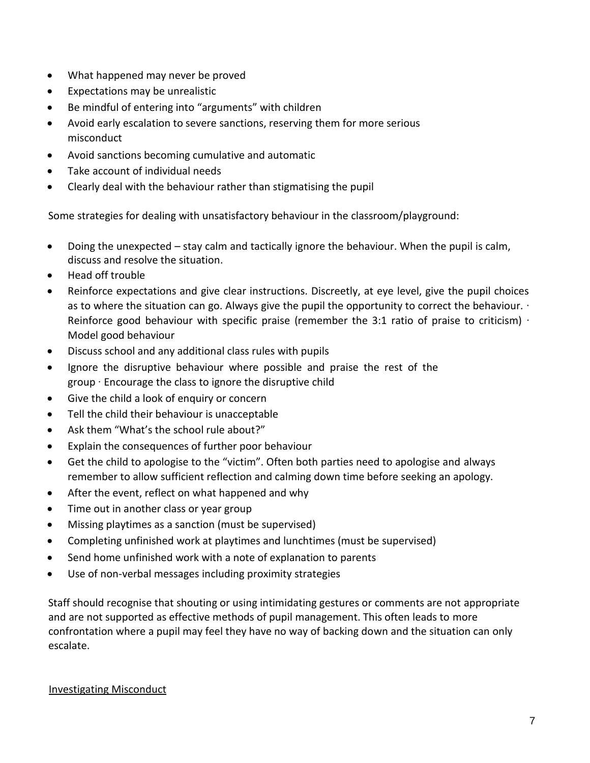- What happened may never be proved
- Expectations may be unrealistic
- Be mindful of entering into "arguments" with children
- Avoid early escalation to severe sanctions, reserving them for more serious misconduct
- Avoid sanctions becoming cumulative and automatic
- Take account of individual needs
- Clearly deal with the behaviour rather than stigmatising the pupil

Some strategies for dealing with unsatisfactory behaviour in the classroom/playground:

- Doing the unexpected – stay calm and tactically ignore the behaviour. When the pupil is calm, discuss and resolve the situation.
- Head off trouble
- Reinforce expectations and give clear instructions. Discreetly, at eye level, give the pupil choices as to where the situation can go. Always give the pupil the opportunity to correct the behaviour. · Reinforce good behaviour with specific praise (remember the 3:1 ratio of praise to criticism) · Model good behaviour
- Discuss school and any additional class rules with pupils
- Ignore the disruptive behaviour where possible and praise the rest of the group · Encourage the class to ignore the disruptive child
- Give the child a look of enquiry or concern
- Tell the child their behaviour is unacceptable
- Ask them "What's the school rule about?"
- Explain the consequences of further poor behaviour
- Get the child to apologise to the "victim". Often both parties need to apologise and always remember to allow sufficient reflection and calming down time before seeking an apology.
- After the event, reflect on what happened and why
- Time out in another class or year group
- Missing playtimes as a sanction (must be supervised)
- Completing unfinished work at playtimes and lunchtimes (must be supervised)
- Send home unfinished work with a note of explanation to parents
- Use of non-verbal messages including proximity strategies

Staff should recognise that shouting or using intimidating gestures or comments are not appropriate and are not supported as effective methods of pupil management. This often leads to more confrontation where a pupil may feel they have no way of backing down and the situation can only escalate.

<u>Investigating Misconduct</u>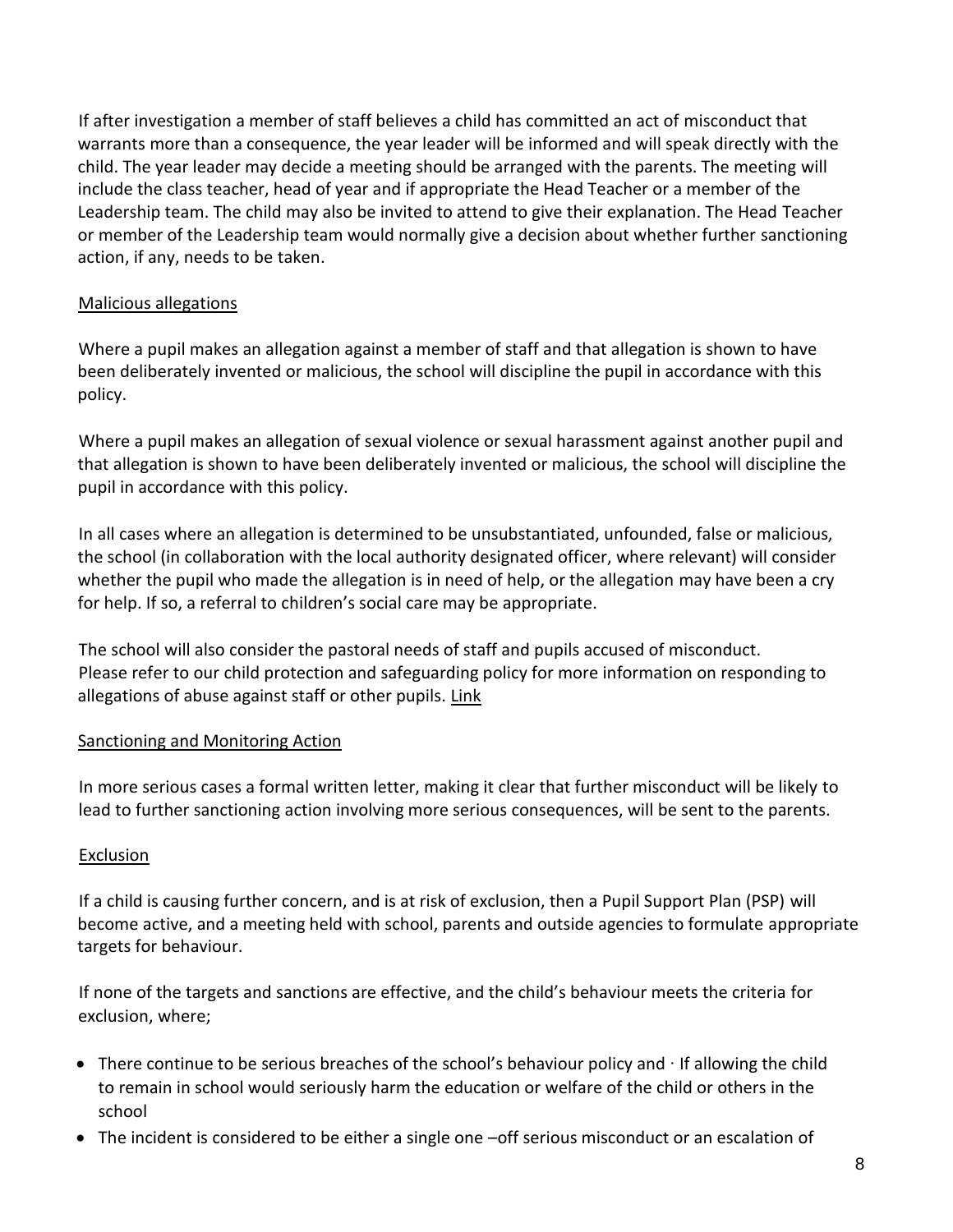If after investigation a member of staff believes a child has committed an act of misconduct that warrants more than a consequence, the year leader will be informed and will speak directly with the child. The year leader may decide a meeting should be arranged with the parents. The meeting will include the class teacher, head of year and if appropriate the Head Teacher or a member of the Leadership team. The child may also be invited to attend to give their explanation. The Head Teacher or member of the Leadership team would normally give a decision about whether further sanctioning action, if any, needs to be taken.

<u>Malicious allegations</u>

Where a pupil makes an allegation against a member of staff and that allegation is shown to have been deliberately invented or malicious, the school will discipline the pupil in accordance with this policy.

Where a pupil makes an allegation of sexual violence or sexual harassment against another pupil and that allegation is shown to have been deliberately invented or malicious, the school will discipline the pupil in accordance with this policy.

In all cases where an allegation is determined to be unsubstantiated, unfounded, false or malicious, the school (in collaboration with the local authority designated officer, where relevant) will consider whether the pupil who made the allegation is in need of help, or the allegation may have been a cry for help. If so, a referral to children's social care may be appropriate.

The school will also consider the pastoral needs of staff and pupils accused of misconduct. Please refer to our child protection and safeguarding policy for more information on responding to allegations of abuse against staff or other pupils. Link

<u>Sanctioning and Monitoring Action</u>

In more serious cases a formal written letter, making it clear that further misconduct will be likely to lead to further sanctioning action involving more serious consequences, will be sent to the parents.

<u>Exclusion</u>

If a child is causing further concern, and is at risk of exclusion, then a Pupil Support Plan (PSP) will become active, and a meeting held with school, parents and outside agencies to formulate appropriate targets for behaviour.

If none of the targets and sanctions are effective, and the child's behaviour meets the criteria for exclusion, where;

- There continue to be serious breaches of the school's behaviour policy and · If allowing the child to remain in school would seriously harm the education or welfare of the child or others in the school
- The incident is considered to be either a single one –off serious misconduct or an escalation of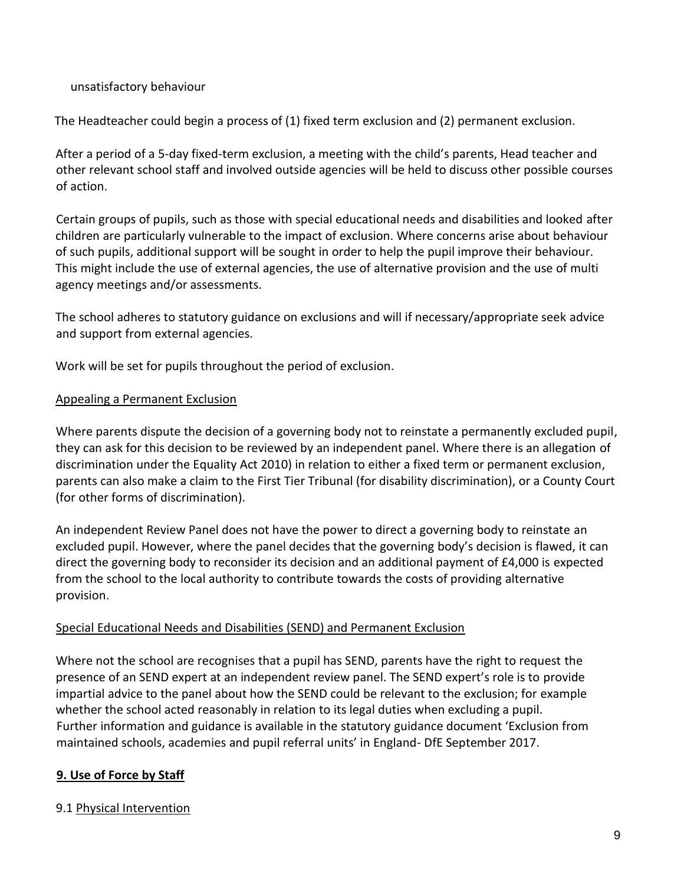unsatisfactory behaviour

The Headteacher could begin a process of (1) fixed term exclusion and (2) permanent exclusion.

After a period of a 5-day fixed-term exclusion, a meeting with the child's parents, Head teacher and other relevant school staff and involved outside agencies will be held to discuss other possible courses of action.

Certain groups of pupils, such as those with special educational needs and disabilities and looked after children are particularly vulnerable to the impact of exclusion. Where concerns arise about behaviour of such pupils, additional support will be sought in order to help the pupil improve their behaviour. This might include the use of external agencies, the use of alternative provision and the use of multi agency meetings and/or assessments.

The school adheres to statutory guidance on exclusions and will if necessary/appropriate seek advice and support from external agencies.

Work will be set for pupils throughout the period of exclusion.

Appealing a Permanent Exclusion

Where parents dispute the decision of a governing body not to reinstate a permanently excluded pupil, they can ask for this decision to be reviewed by an independent panel. Where there is an allegation of discrimination under the Equality Act 2010) in relation to either a fixed term or permanent exclusion, parents can also make a claim to the First Tier Tribunal (for disability discrimination), or a County Court (for other forms of discrimination).

An independent Review Panel does not have the power to direct a governing body to reinstate an excluded pupil. However, where the panel decides that the governing body's decision is flawed, it can direct the governing body to reconsider its decision and an additional payment of £4,000 is expected from the school to the local authority to contribute towards the costs of providing alternative provision.

Special Educational Needs and Disabilities (SEND) and Permanent Exclusion

Where not the school are recognises that a pupil has SEND, parents have the right to request the presence of an SEND expert at an independent review panel. The SEND expert's role is to provide impartial advice to the panel about how the SEND could be relevant to the exclusion; for example whether the school acted reasonably in relation to its legal duties when excluding a pupil. Further information and guidance is available in the statutory guidance document 'Exclusion from maintained schools, academies and pupil referral units' in England- DfE September 2017.

## 9. Use of Force by Staff

9.1 Physical Intervention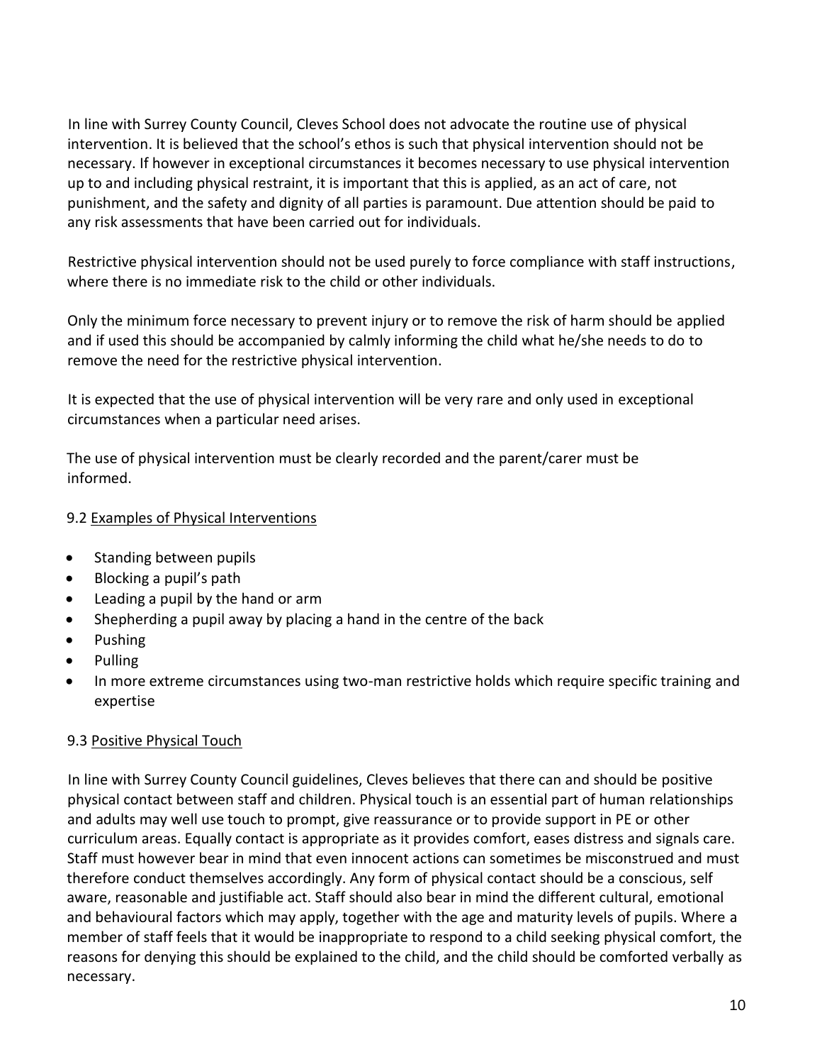In line with Surrey County Council, Cleves School does not advocate the routine use of physical intervention. It is believed that the school's ethos is such that physical intervention should not be necessary. If however in exceptional circumstances it becomes necessary to use physical intervention up to and including physical restraint, it is important that this is applied, as an act of care, not punishment, and the safety and dignity of all parties is paramount. Due attention should be paid to any risk assessments that have been carried out for individuals.

Restrictive physical intervention should not be used purely to force compliance with staff instructions, where there is no immediate risk to the child or other individuals.

Only the minimum force necessary to prevent injury or to remove the risk of harm should be applied and if used this should be accompanied by calmly informing the child what he/she needs to do to remove the need for the restrictive physical intervention.

It is expected that the use of physical intervention will be very rare and only used in exceptional circumstances when a particular need arises.

The use of physical intervention must be clearly recorded and the parent/carer must be informed.

### 9.2 Examples of Physical Interventions

- Standing between pupils
- Blocking a pupil's path
- Leading a pupil by the hand or arm
- Shepherding a pupil away by placing a hand in the centre of the back
- Pushing
- Pulling
- In more extreme circumstances using two-man restrictive holds which require specific training and expertise

### 9.3 Positive Physical Touch

In line with Surrey County Council guidelines, Cleves believes that there can and should be positive physical contact between staff and children. Physical touch is an essential part of human relationships and adults may well use touch to prompt, give reassurance or to provide support in PE or other curriculum areas. Equally contact is appropriate as it provides comfort, eases distress and signals care. Staff must however bear in mind that even innocent actions can sometimes be misconstrued and must therefore conduct themselves accordingly. Any form of physical contact should be a conscious, self aware, reasonable and justifiable act. Staff should also bear in mind the different cultural, emotional and behavioural factors which may apply, together with the age and maturity levels of pupils. Where a member of staff feels that it would be inappropriate to respond to a child seeking physical comfort, the reasons for denying this should be explained to the child, and the child should be comforted verbally as necessary.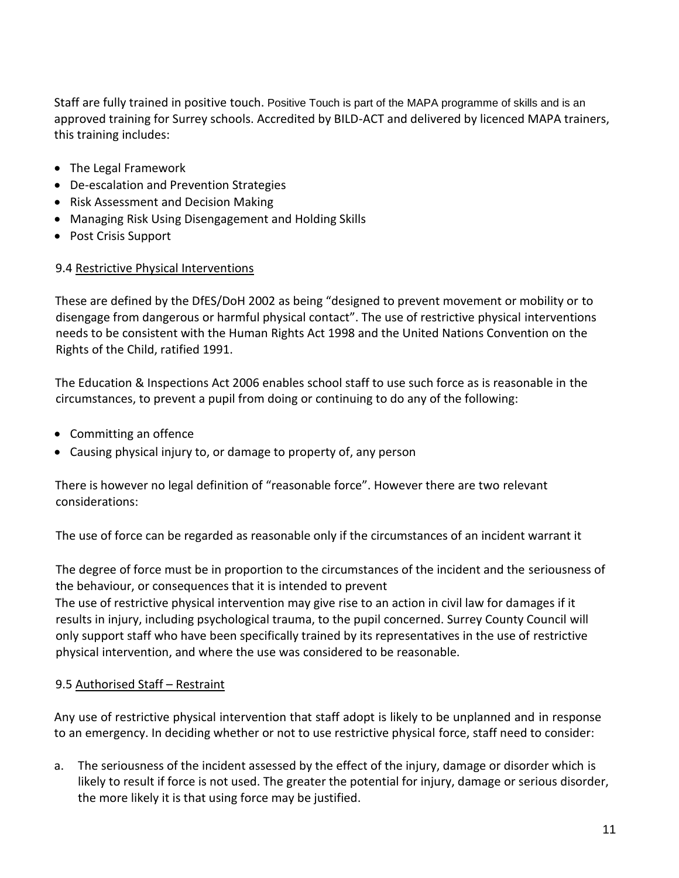Staff are fully trained in positive touch. Positive Touch is part of the MAPA programme of skills and is an approved training for Surrey schools. Accredited by BILD-ACT and delivered by licenced MAPA trainers, this training includes:

- The Legal Framework
- De-escalation and Prevention Strategies
- Risk Assessment and Decision Making
- Managing Risk Using Disengagement and Holding Skills
- Post Crisis Support

### 9.4 Restrictive Physical Interventions

These are defined by the DfES/DoH 2002 as being "designed to prevent movement or mobility or to disengage from dangerous or harmful physical contact". The use of restrictive physical interventions needs to be consistent with the Human Rights Act 1998 and the United Nations Convention on the Rights of the Child, ratified 1991.

The Education & Inspections Act 2006 enables school staff to use such force as is reasonable in the circumstances, to prevent a pupil from doing or continuing to do any of the following:

- Committing an offence
- Causing physical injury to, or damage to property of, any person

There is however no legal definition of "reasonable force". However there are two relevant considerations:

The use of force can be regarded as reasonable only if the circumstances of an incident warrant it

The degree of force must be in proportion to the circumstances of the incident and the seriousness of the behaviour, or consequences that it is intended to prevent
The use of restrictive physical intervention may give rise to an action in civil law for damages if it results in injury, including psychological trauma, to the pupil concerned. Surrey County Council will only support staff who have been specifically trained by its representatives in the use of restrictive physical intervention, and where the use was considered to be reasonable.

### 9.5 Authorised Staff – Restraint

Any use of restrictive physical intervention that staff adopt is likely to be unplanned and in response to an emergency. In deciding whether or not to use restrictive physical force, staff need to consider:

a. The seriousness of the incident assessed by the effect of the injury, damage or disorder which is likely to result if force is not used. The greater the potential for injury, damage or serious disorder, the more likely it is that using force may be justified.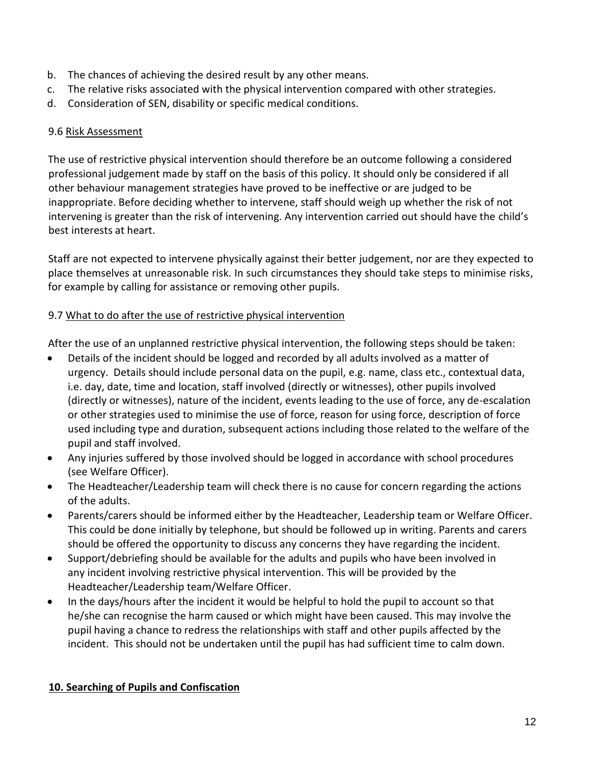b. The chances of achieving the desired result by any other means.
c. The relative risks associated with the physical intervention compared with other strategies.
d. Consideration of SEN, disability or specific medical conditions.

### 9.6 Risk Assessment

The use of restrictive physical intervention should therefore be an outcome following a considered professional judgement made by staff on the basis of this policy. It should only be considered if all other behaviour management strategies have proved to be ineffective or are judged to be inappropriate. Before deciding whether to intervene, staff should weigh up whether the risk of not intervening is greater than the risk of intervening. Any intervention carried out should have the child's best interests at heart.

Staff are not expected to intervene physically against their better judgement, nor are they expected to place themselves at unreasonable risk. In such circumstances they should take steps to minimise risks, for example by calling for assistance or removing other pupils.

### 9.7 What to do after the use of restrictive physical intervention

After the use of an unplanned restrictive physical intervention, the following steps should be taken:

- Details of the incident should be logged and recorded by all adults involved as a matter of urgency. Details should include personal data on the pupil, e.g. name, class etc., contextual data, i.e. day, date, time and location, staff involved (directly or witnesses), other pupils involved (directly or witnesses), nature of the incident, events leading to the use of force, any de-escalation or other strategies used to minimise the use of force, reason for using force, description of force used including type and duration, subsequent actions including those related to the welfare of the pupil and staff involved.
- Any injuries suffered by those involved should be logged in accordance with school procedures (see Welfare Officer).
- The Headteacher/Leadership team will check there is no cause for concern regarding the actions of the adults.
- Parents/carers should be informed either by the Headteacher, Leadership team or Welfare Officer. This could be done initially by telephone, but should be followed up in writing. Parents and carers should be offered the opportunity to discuss any concerns they have regarding the incident.
- Support/debriefing should be available for the adults and pupils who have been involved in any incident involving restrictive physical intervention. This will be provided by the Headteacher/Leadership team/Welfare Officer.
- In the days/hours after the incident it would be helpful to hold the pupil to account so that he/she can recognise the harm caused or which might have been caused. This may involve the pupil having a chance to redress the relationships with staff and other pupils affected by the incident. This should not be undertaken until the pupil has had sufficient time to calm down.

## 10. Searching of Pupils and Confiscation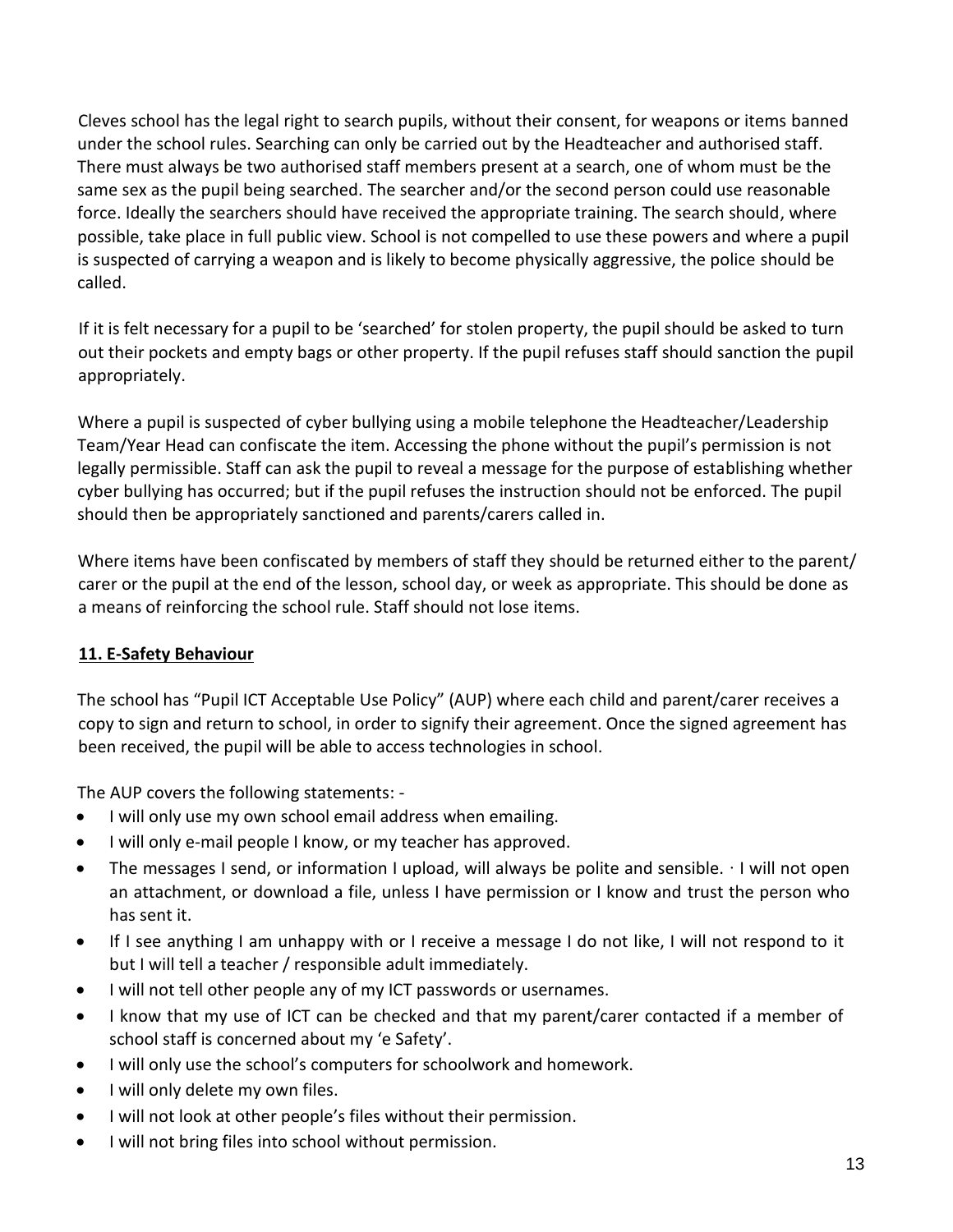Cleves school has the legal right to search pupils, without their consent, for weapons or items banned under the school rules. Searching can only be carried out by the Headteacher and authorised staff. There must always be two authorised staff members present at a search, one of whom must be the same sex as the pupil being searched. The searcher and/or the second person could use reasonable force. Ideally the searchers should have received the appropriate training. The search should, where possible, take place in full public view. School is not compelled to use these powers and where a pupil is suspected of carrying a weapon and is likely to become physically aggressive, the police should be called.

If it is felt necessary for a pupil to be 'searched' for stolen property, the pupil should be asked to turn out their pockets and empty bags or other property. If the pupil refuses staff should sanction the pupil appropriately.

Where a pupil is suspected of cyber bullying using a mobile telephone the Headteacher/Leadership Team/Year Head can confiscate the item. Accessing the phone without the pupil's permission is not legally permissible. Staff can ask the pupil to reveal a message for the purpose of establishing whether cyber bullying has occurred; but if the pupil refuses the instruction should not be enforced. The pupil should then be appropriately sanctioned and parents/carers called in.

Where items have been confiscated by members of staff they should be returned either to the parent/ carer or the pupil at the end of the lesson, school day, or week as appropriate. This should be done as a means of reinforcing the school rule. Staff should not lose items.

## 11. E-Safety Behaviour

The school has "Pupil ICT Acceptable Use Policy" (AUP) where each child and parent/carer receives a copy to sign and return to school, in order to signify their agreement. Once the signed agreement has been received, the pupil will be able to access technologies in school.

The AUP covers the following statements: -

- I will only use my own school email address when emailing.
- I will only e-mail people I know, or my teacher has approved.
- The messages I send, or information I upload, will always be polite and sensible. · I will not open an attachment, or download a file, unless I have permission or I know and trust the person who has sent it.
- If I see anything I am unhappy with or I receive a message I do not like, I will not respond to it but I will tell a teacher / responsible adult immediately.
- I will not tell other people any of my ICT passwords or usernames.
- I know that my use of ICT can be checked and that my parent/carer contacted if a member of school staff is concerned about my 'e Safety'.
- I will only use the school's computers for schoolwork and homework.
- I will only delete my own files.
- I will not look at other people's files without their permission.
- I will not bring files into school without permission.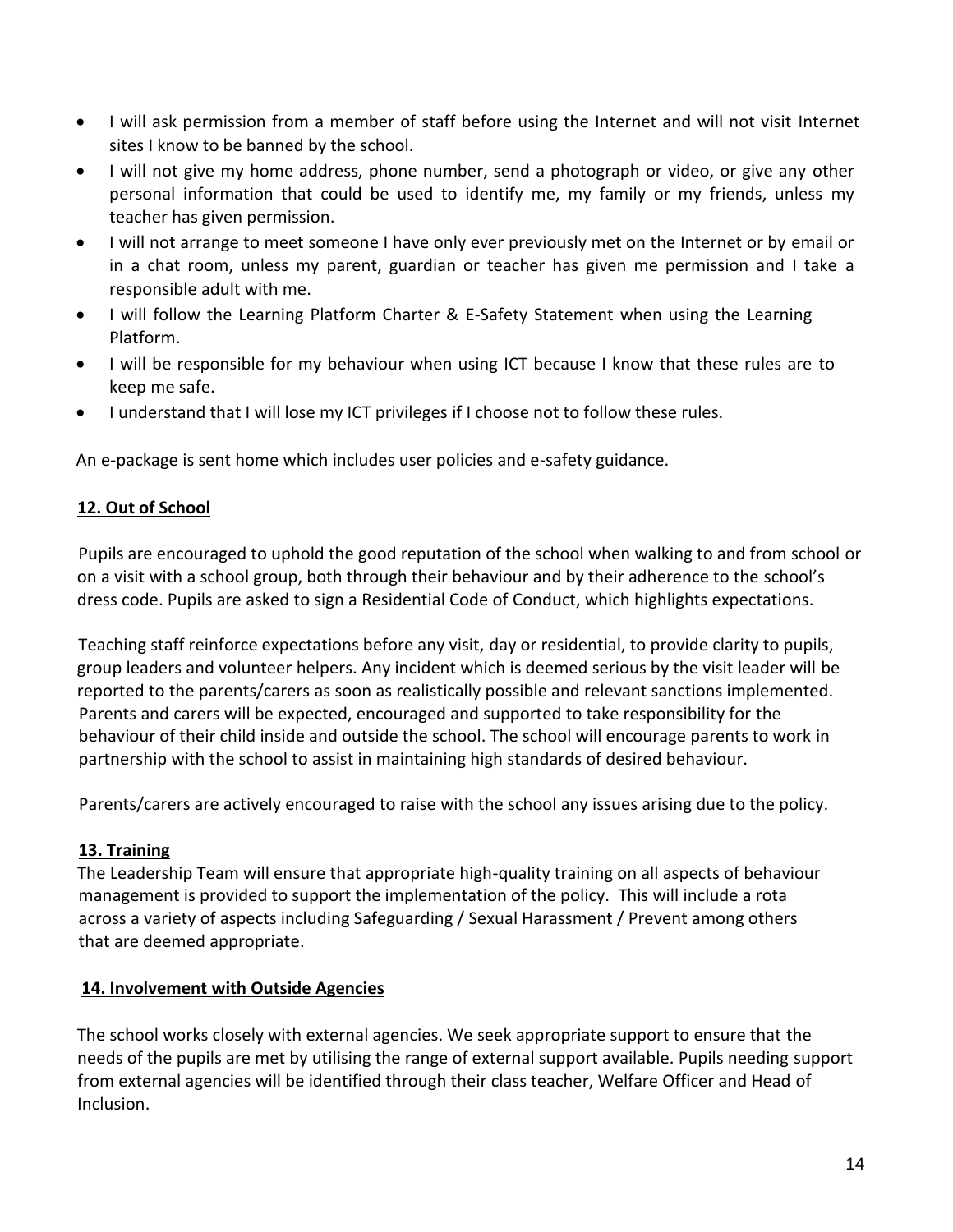- I will ask permission from a member of staff before using the Internet and will not visit Internet sites I know to be banned by the school.
- I will not give my home address, phone number, send a photograph or video, or give any other personal information that could be used to identify me, my family or my friends, unless my teacher has given permission.
- I will not arrange to meet someone I have only ever previously met on the Internet or by email or in a chat room, unless my parent, guardian or teacher has given me permission and I take a responsible adult with me.
- I will follow the Learning Platform Charter & E-Safety Statement when using the Learning Platform.
- I will be responsible for my behaviour when using ICT because I know that these rules are to keep me safe.
- I understand that I will lose my ICT privileges if I choose not to follow these rules.

An e-package is sent home which includes user policies and e-safety guidance.

## 12. Out of School

Pupils are encouraged to uphold the good reputation of the school when walking to and from school or on a visit with a school group, both through their behaviour and by their adherence to the school's dress code. Pupils are asked to sign a Residential Code of Conduct, which highlights expectations.

Teaching staff reinforce expectations before any visit, day or residential, to provide clarity to pupils, group leaders and volunteer helpers. Any incident which is deemed serious by the visit leader will be reported to the parents/carers as soon as realistically possible and relevant sanctions implemented. Parents and carers will be expected, encouraged and supported to take responsibility for the behaviour of their child inside and outside the school. The school will encourage parents to work in partnership with the school to assist in maintaining high standards of desired behaviour.

Parents/carers are actively encouraged to raise with the school any issues arising due to the policy.

## 13. Training

The Leadership Team will ensure that appropriate high-quality training on all aspects of behaviour management is provided to support the implementation of the policy. This will include a rota across a variety of aspects including Safeguarding / Sexual Harassment / Prevent among others that are deemed appropriate.

## 14. Involvement with Outside Agencies

The school works closely with external agencies. We seek appropriate support to ensure that the needs of the pupils are met by utilising the range of external support available. Pupils needing support from external agencies will be identified through their class teacher, Welfare Officer and Head of Inclusion.